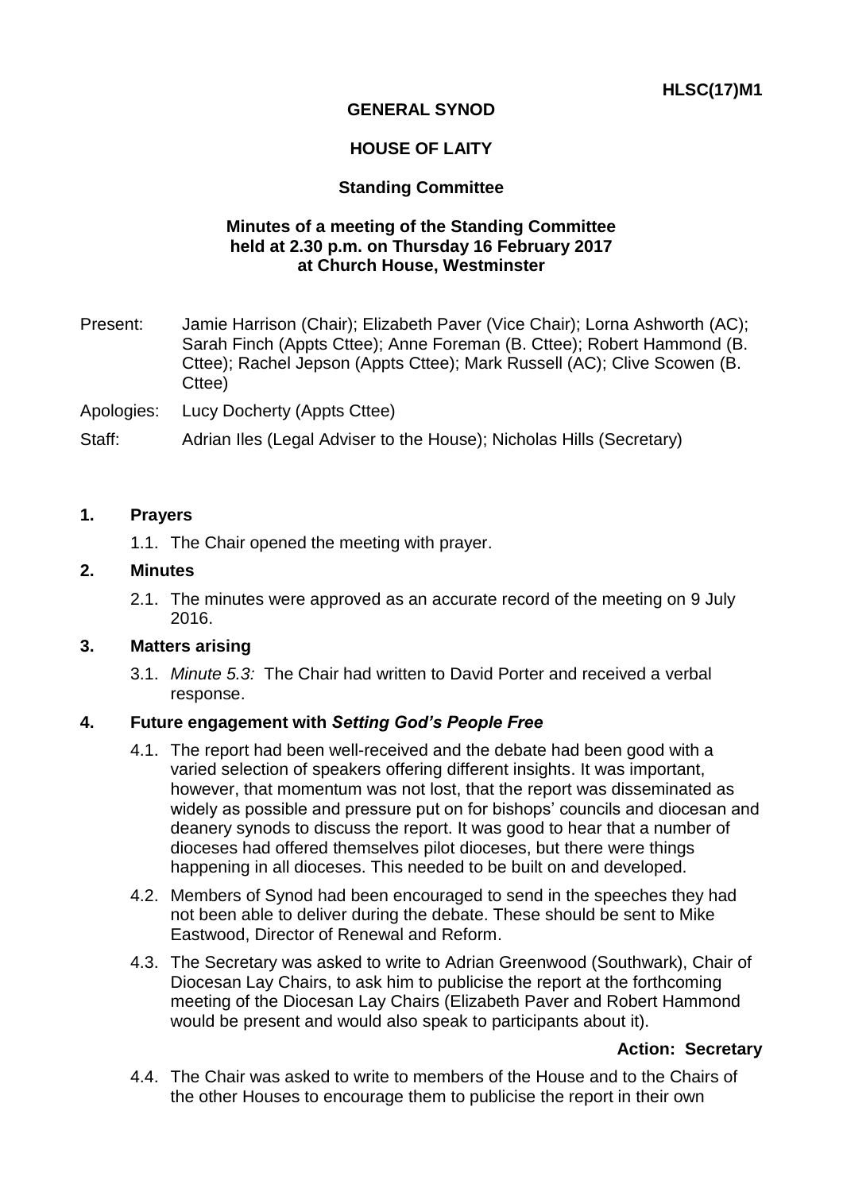**HLSC(17)M1**

# GENERAL SYNOD

## HOUSE OF LAITY

### Standing Committee

**Minutes of a meeting of the Standing Committee held at 2.30 p.m. on Thursday 16 February 2017 at Church House, Westminster**

Present: Jamie Harrison (Chair); Elizabeth Paver (Vice Chair); Lorna Ashworth (AC); Sarah Finch (Appts Cttee); Anne Foreman (B. Cttee); Robert Hammond (B. Cttee); Rachel Jepson (Appts Cttee); Mark Russell (AC); Clive Scowen (B. Cttee)

Apologies: Lucy Docherty (Appts Cttee)

Staff: Adrian Iles (Legal Adviser to the House); Nicholas Hills (Secretary)

**1. Prayers**

1.1. The Chair opened the meeting with prayer.

**2. Minutes**

2.1. The minutes were approved as an accurate record of the meeting on 9 July 2016.

**3. Matters arising**

3.1. *Minute 5.3:* The Chair had written to David Porter and received a verbal response.

**4. Future engagement with *Setting God's People Free***

4.1. The report had been well-received and the debate had been good with a varied selection of speakers offering different insights. It was important, however, that momentum was not lost, that the report was disseminated as widely as possible and pressure put on for bishops' councils and diocesan and deanery synods to discuss the report. It was good to hear that a number of dioceses had offered themselves pilot dioceses, but there were things happening in all dioceses. This needed to be built on and developed.

4.2. Members of Synod had been encouraged to send in the speeches they had not been able to deliver during the debate. These should be sent to Mike Eastwood, Director of Renewal and Reform.

4.3. The Secretary was asked to write to Adrian Greenwood (Southwark), Chair of Diocesan Lay Chairs, to ask him to publicise the report at the forthcoming meeting of the Diocesan Lay Chairs (Elizabeth Paver and Robert Hammond would be present and would also speak to participants about it).

**Action: Secretary**

4.4. The Chair was asked to write to members of the House and to the Chairs of the other Houses to encourage them to publicise the report in their own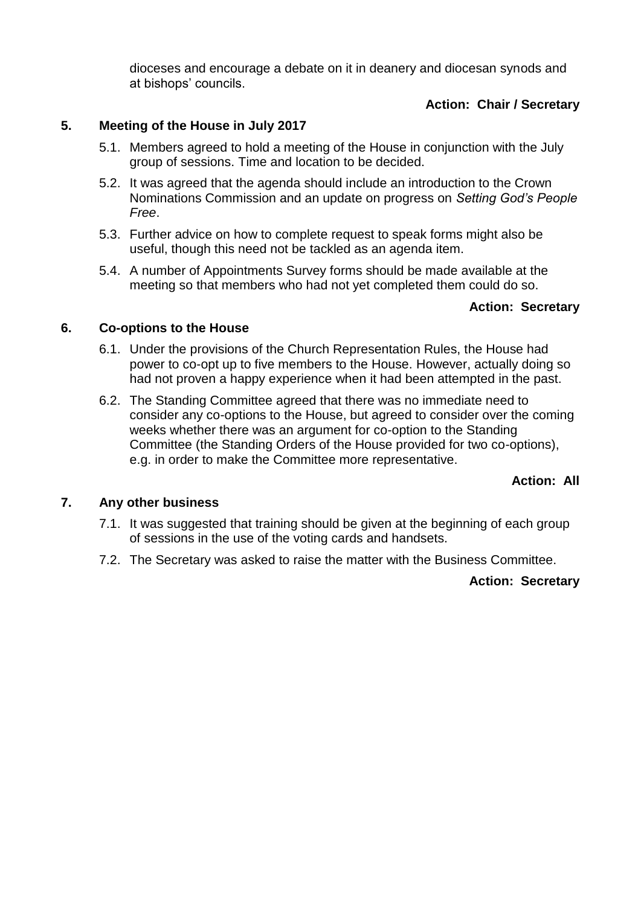dioceses and encourage a debate on it in deanery and diocesan synods and at bishops' councils.

**Action: Chair / Secretary**

## 5. Meeting of the House in July 2017

5.1. Members agreed to hold a meeting of the House in conjunction with the July group of sessions. Time and location to be decided.

5.2. It was agreed that the agenda should include an introduction to the Crown Nominations Commission and an update on progress on *Setting God's People Free*.

5.3. Further advice on how to complete request to speak forms might also be useful, though this need not be tackled as an agenda item.

5.4. A number of Appointments Survey forms should be made available at the meeting so that members who had not yet completed them could do so.

**Action: Secretary**

## 6. Co-options to the House

6.1. Under the provisions of the Church Representation Rules, the House had power to co-opt up to five members to the House. However, actually doing so had not proven a happy experience when it had been attempted in the past.

6.2. The Standing Committee agreed that there was no immediate need to consider any co-options to the House, but agreed to consider over the coming weeks whether there was an argument for co-option to the Standing Committee (the Standing Orders of the House provided for two co-options), e.g. in order to make the Committee more representative.

**Action: All**

## 7. Any other business

7.1. It was suggested that training should be given at the beginning of each group of sessions in the use of the voting cards and handsets.

7.2. The Secretary was asked to raise the matter with the Business Committee.

**Action: Secretary**